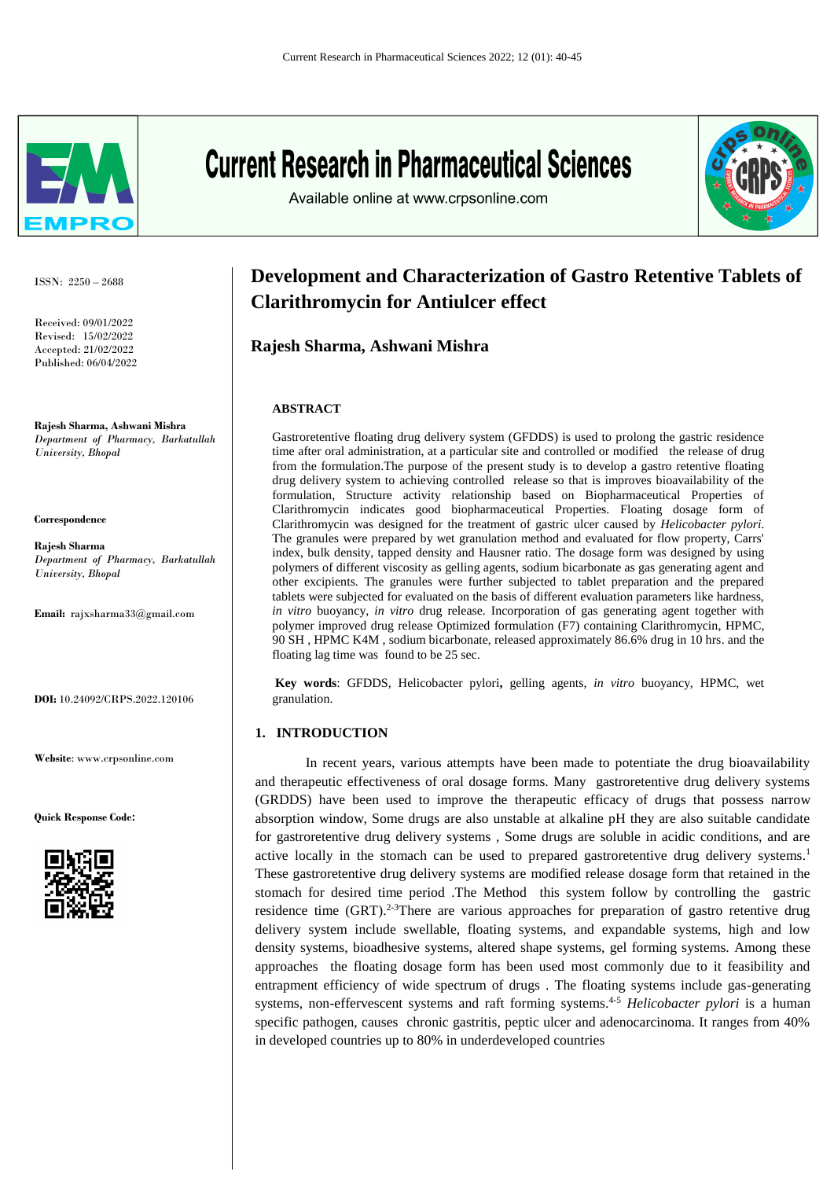# Development and Characterization of Gastro Retentive Tablets of Clarithromycin for Antiulcer effect

**Rajesh Sharma, Ashwani Mishra**

ISSN: 2250 – 2688

Received: 09/01/2022
Revised: 15/02/2022
Accepted: 21/02/2022
Published: 06/04/2022

**Rajesh Sharma, Ashwani Mishra**
*Department of Pharmacy, Barkatullah University, Bhopal*

**Correspondence**

**Rajesh Sharma**
*Department of Pharmacy, Barkatullah University, Bhopal*

**Email:** rajxsharma33@gmail.com

**DOI:** 10.24092/CRPS.2022.120106

**Website**: www.crpsonline.com

**Quick Response Code:**

## ABSTRACT

Gastroretentive floating drug delivery system (GFDDS) is used to prolong the gastric residence time after oral administration, at a particular site and controlled or modified the release of drug from the formulation.The purpose of the present study is to develop a gastro retentive floating drug delivery system to achieving controlled release so that is improves bioavailability of the formulation, Structure activity relationship based on Biopharmaceutical Properties of Clarithromycin indicates good biopharmaceutical Properties. Floating dosage form of Clarithromycin was designed for the treatment of gastric ulcer caused by *Helicobacter pylori.* The granules were prepared by wet granulation method and evaluated for flow property, Carrs' index, bulk density, tapped density and Hausner ratio. The dosage form was designed by using polymers of different viscosity as gelling agents, sodium bicarbonate as gas generating agent and other excipients. The granules were further subjected to tablet preparation and the prepared tablets were subjected for evaluated on the basis of different evaluation parameters like hardness, *in vitro* buoyancy, *in vitro* drug release. Incorporation of gas generating agent together with polymer improved drug release Optimized formulation (F7) containing Clarithromycin, HPMC, 90 SH , HPMC K4M , sodium bicarbonate, released approximately 86.6% drug in 10 hrs. and the floating lag time was found to be 25 sec.

**Key words**: GFDDS, Helicobacter pylori**,** gelling agents, *in vitro* buoyancy, HPMC, wet granulation.

## 1. INTRODUCTION

In recent years, various attempts have been made to potentiate the drug bioavailability and therapeutic effectiveness of oral dosage forms. Many gastroretentive drug delivery systems (GRDDS) have been used to improve the therapeutic efficacy of drugs that possess narrow absorption window, Some drugs are also unstable at alkaline pH they are also suitable candidate for gastroretentive drug delivery systems , Some drugs are soluble in acidic conditions, and are active locally in the stomach can be used to prepared gastroretentive drug delivery systems.[1] These gastroretentive drug delivery systems are modified release dosage form that retained in the stomach for desired time period .The Method this system follow by controlling the gastric residence time (GRT).[2-3]There are various approaches for preparation of gastro retentive drug delivery system include swellable, floating systems, and expandable systems, high and low density systems, bioadhesive systems, altered shape systems, gel forming systems. Among these approaches the floating dosage form has been used most commonly due to it feasibility and entrapment efficiency of wide spectrum of drugs . The floating systems include gas-generating systems, non-effervescent systems and raft forming systems.[4-5] *Helicobacter pylori* is a human specific pathogen, causes chronic gastritis, peptic ulcer and adenocarcinoma. It ranges from 40% in developed countries up to 80% in underdeveloped countries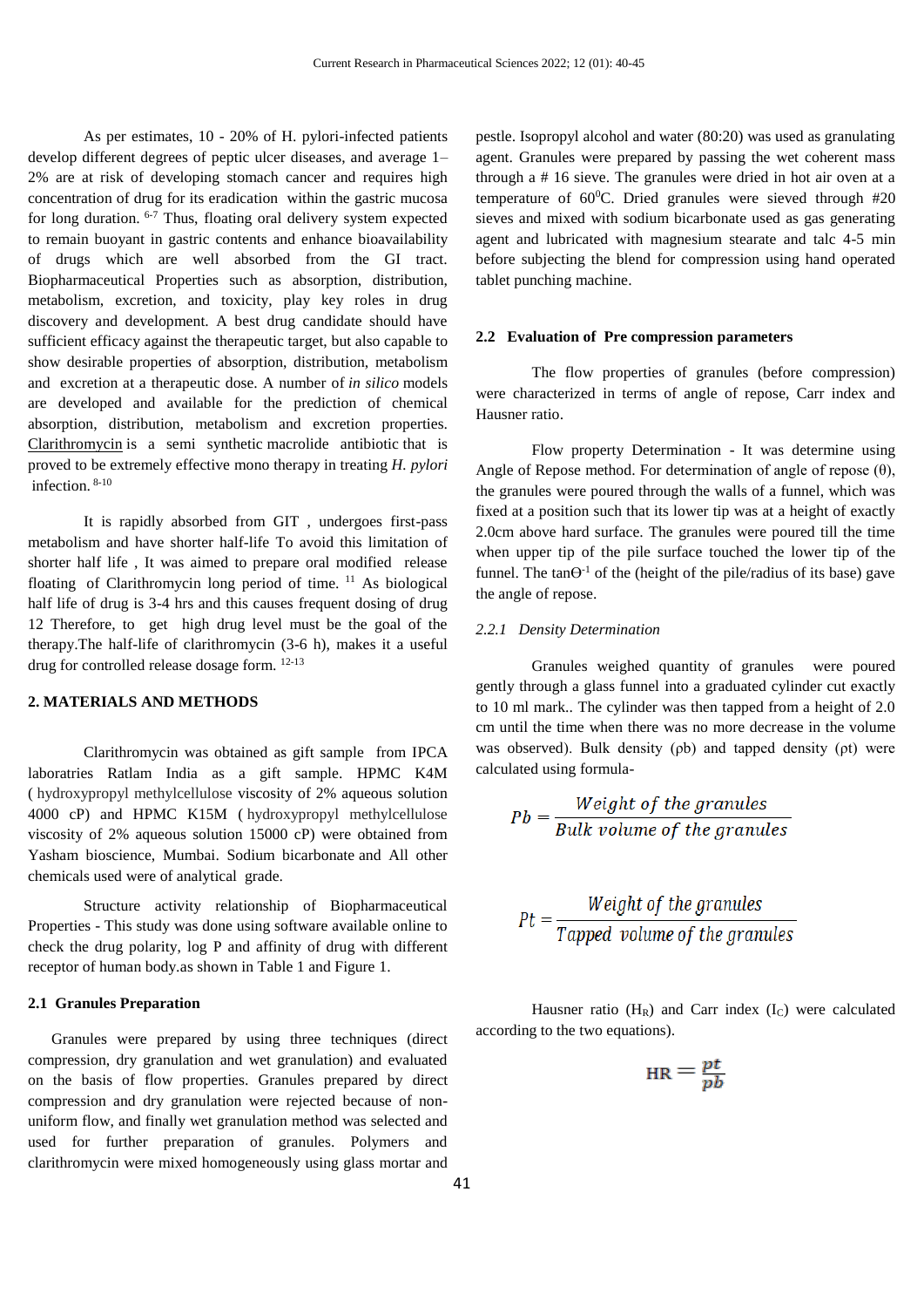As per estimates, 10 - 20% of H. pylori-infected patients develop different degrees of peptic ulcer diseases, and average 1–2% are at risk of developing stomach cancer and requires high concentration of drug for its eradication within the gastric mucosa for long duration. [6-7] Thus, floating oral delivery system expected to remain buoyant in gastric contents and enhance bioavailability of drugs which are well absorbed from the GI tract. Biopharmaceutical Properties such as absorption, distribution, metabolism, excretion, and toxicity, play key roles in drug discovery and development. A best drug candidate should have sufficient efficacy against the therapeutic target, but also capable to show desirable properties of absorption, distribution, metabolism and excretion at a therapeutic dose. A number of *in silico* models are developed and available for the prediction of chemical absorption, distribution, metabolism and excretion properties. Clarithromycin is a semi synthetic macrolide antibiotic that is proved to be extremely effective mono therapy in treating *H. pylori* infection. [8-10]

It is rapidly absorbed from GIT , undergoes first-pass metabolism and have shorter half-life To avoid this limitation of shorter half life , It was aimed to prepare oral modified release floating of Clarithromycin long period of time. [11] As biological half life of drug is 3-4 hrs and this causes frequent dosing of drug 12 Therefore, to get high drug level must be the goal of the therapy.The half-life of clarithromycin (3-6 h), makes it a useful drug for controlled release dosage form. [12-13]

## 2. MATERIALS AND METHODS

Clarithromycin was obtained as gift sample from IPCA laboratries Ratlam India as a gift sample. HPMC K4M ( hydroxypropyl methylcellulose viscosity of 2% aqueous solution 4000 cP) and HPMC K15M ( hydroxypropyl methylcellulose viscosity of 2% aqueous solution 15000 cP) were obtained from Yasham bioscience, Mumbai. Sodium bicarbonate and All other chemicals used were of analytical grade.

Structure activity relationship of Biopharmaceutical Properties - This study was done using software available online to check the drug polarity, log P and affinity of drug with different receptor of human body.as shown in Table 1 and Figure 1.

### 2.1 Granules Preparation

Granules were prepared by using three techniques (direct compression, dry granulation and wet granulation) and evaluated on the basis of flow properties. Granules prepared by direct compression and dry granulation were rejected because of non-uniform flow, and finally wet granulation method was selected and used for further preparation of granules. Polymers and clarithromycin were mixed homogeneously using glass mortar and pestle. Isopropyl alcohol and water (80:20) was used as granulating agent. Granules were prepared by passing the wet coherent mass through a # 16 sieve. The granules were dried in hot air oven at a temperature of $60^0$C. Dried granules were sieved through #20 sieves and mixed with sodium bicarbonate used as gas generating agent and lubricated with magnesium stearate and talc 4-5 min before subjecting the blend for compression using hand operated tablet punching machine.

### 2.2 Evaluation of Pre compression parameters

The flow properties of granules (before compression) were characterized in terms of angle of repose, Carr index and Hausner ratio.

Flow property Determination - It was determine using Angle of Repose method. For determination of angle of repose (θ), the granules were poured through the walls of a funnel, which was fixed at a position such that its lower tip was at a height of exactly 2.0cm above hard surface. The granules were poured till the time when upper tip of the pile surface touched the lower tip of the funnel. The $\tan\Theta^{-1}$ of the (height of the pile/radius of its base) gave the angle of repose.

#### *2.2.1 Density Determination*

Granules weighed quantity of granules were poured gently through a glass funnel into a graduated cylinder cut exactly to 10 ml mark.. The cylinder was then tapped from a height of 2.0 cm until the time when there was no more decrease in the volume was observed). Bulk density (ρb) and tapped density (ρt) were calculated using formula-

$$Pb = \frac{Weight\ of\ the\ granules}{Bulk\ volume\ of\ the\ granules}$$

$$Pt = \frac{Weight\ of\ the\ granules}{Tapped\ \ volume\ of\ the\ granules}$$

Hausner ratio ($H_R$) and Carr index ($I_C$) were calculated according to the two equations).

$$\mathrm{HR} = \frac{pt}{pb}$$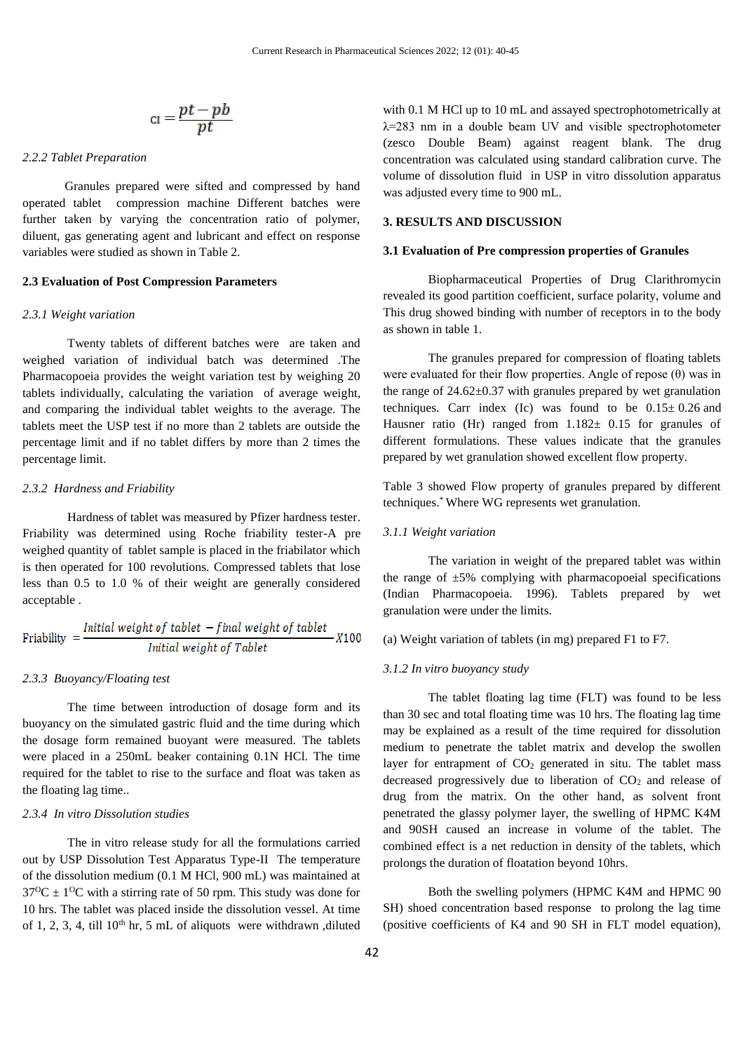$$\text{CI} = \frac{pt - pb}{pt}$$

*2.2.2 Tablet Preparation*

Granules prepared were sifted and compressed by hand operated tablet compression machine Different batches were further taken by varying the concentration ratio of polymer, diluent, gas generating agent and lubricant and effect on response variables were studied as shown in Table 2.

**2.3 Evaluation of Post Compression Parameters**

*2.3.1 Weight variation*

Twenty tablets of different batches were are taken and weighed variation of individual batch was determined .The Pharmacopoeia provides the weight variation test by weighing 20 tablets individually, calculating the variation of average weight, and comparing the individual tablet weights to the average. The tablets meet the USP test if no more than 2 tablets are outside the percentage limit and if no tablet differs by more than 2 times the percentage limit.

*2.3.2 Hardness and Friability*

Hardness of tablet was measured by Pfizer hardness tester. Friability was determined using Roche friability tester-A pre weighed quantity of tablet sample is placed in the friabilator which is then operated for 100 revolutions. Compressed tablets that lose less than 0.5 to 1.0 % of their weight are generally considered acceptable .

$$\text{Friability} = \frac{\text{Initial weight of tablet} - \text{final weight of tablet}}{\text{Initial weight of Tablet}} X100$$

*2.3.3 Buoyancy/Floating test*

The time between introduction of dosage form and its buoyancy on the simulated gastric fluid and the time during which the dosage form remained buoyant were measured. The tablets were placed in a 250mL beaker containing 0.1N HCl. The time required for the tablet to rise to the surface and float was taken as the floating lag time..

*2.3.4 In vitro Dissolution studies*

The in vitro release study for all the formulations carried out by USP Dissolution Test Apparatus Type-II The temperature of the dissolution medium (0.1 M HCl, 900 mL) was maintained at $37^{O}C \pm 1^{O}C$ with a stirring rate of 50 rpm. This study was done for 10 hrs. The tablet was placed inside the dissolution vessel. At time of 1, 2, 3, 4, till $10^{th}$ hr, 5 mL of aliquots were withdrawn ,diluted with 0.1 M HCl up to 10 mL and assayed spectrophotometrically at λ=283 nm in a double beam UV and visible spectrophotometer (zesco Double Beam) against reagent blank. The drug concentration was calculated using standard calibration curve. The volume of dissolution fluid in USP in vitro dissolution apparatus was adjusted every time to 900 mL.

## 3. RESULTS AND DISCUSSION

**3.1 Evaluation of Pre compression properties of Granules**

Biopharmaceutical Properties of Drug Clarithromycin revealed its good partition coefficient, surface polarity, volume and This drug showed binding with number of receptors in to the body as shown in table 1.

The granules prepared for compression of floating tablets were evaluated for their flow properties. Angle of repose (θ) was in the range of 24.62±0.37 with granules prepared by wet granulation techniques. Carr index (Ic) was found to be 0.15± 0.26 and Hausner ratio (Hr) ranged from 1.182± 0.15 for granules of different formulations. These values indicate that the granules prepared by wet granulation showed excellent flow property.

Table 3 showed Flow property of granules prepared by different techniques.* Where WG represents wet granulation.

*3.1.1 Weight variation*

The variation in weight of the prepared tablet was within the range of ±5% complying with pharmacopoeial specifications (Indian Pharmacopoeia. 1996). Tablets prepared by wet granulation were under the limits.

(a) Weight variation of tablets (in mg) prepared F1 to F7.

*3.1.2 In vitro buoyancy study*

The tablet floating lag time (FLT) was found to be less than 30 sec and total floating time was 10 hrs. The floating lag time may be explained as a result of the time required for dissolution medium to penetrate the tablet matrix and develop the swollen layer for entrapment of $CO_2$ generated in situ. The tablet mass decreased progressively due to liberation of $CO_2$ and release of drug from the matrix. On the other hand, as solvent front penetrated the glassy polymer layer, the swelling of HPMC K4M and 90SH caused an increase in volume of the tablet. The combined effect is a net reduction in density of the tablets, which prolongs the duration of floatation beyond 10hrs.

Both the swelling polymers (HPMC K4M and HPMC 90 SH) shoed concentration based response to prolong the lag time (positive coefficients of K4 and 90 SH in FLT model equation),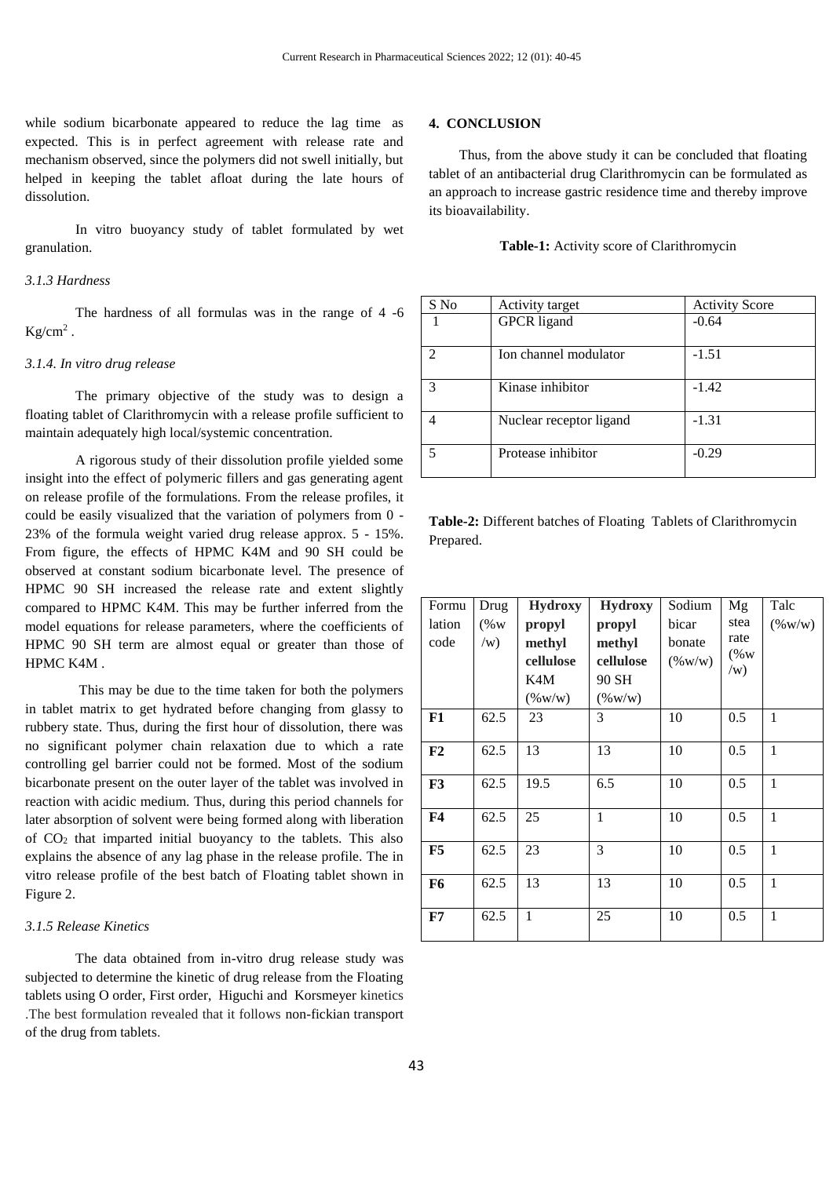while sodium bicarbonate appeared to reduce the lag time as expected. This is in perfect agreement with release rate and mechanism observed, since the polymers did not swell initially, but helped in keeping the tablet afloat during the late hours of dissolution.

In vitro buoyancy study of tablet formulated by wet granulation.

*3.1.3 Hardness*

The hardness of all formulas was in the range of 4 -6 $Kg/cm^2$ .

*3.1.4. In vitro drug release*

The primary objective of the study was to design a floating tablet of Clarithromycin with a release profile sufficient to maintain adequately high local/systemic concentration.

A rigorous study of their dissolution profile yielded some insight into the effect of polymeric fillers and gas generating agent on release profile of the formulations. From the release profiles, it could be easily visualized that the variation of polymers from 0 - 23% of the formula weight varied drug release approx. 5 - 15%. From figure, the effects of HPMC K4M and 90 SH could be observed at constant sodium bicarbonate level. The presence of HPMC 90 SH increased the release rate and extent slightly compared to HPMC K4M. This may be further inferred from the model equations for release parameters, where the coefficients of HPMC 90 SH term are almost equal or greater than those of HPMC K4M .

This may be due to the time taken for both the polymers in tablet matrix to get hydrated before changing from glassy to rubbery state. Thus, during the first hour of dissolution, there was no significant polymer chain relaxation due to which a rate controlling gel barrier could not be formed. Most of the sodium bicarbonate present on the outer layer of the tablet was involved in reaction with acidic medium. Thus, during this period channels for later absorption of solvent were being formed along with liberation of $CO_2$ that imparted initial buoyancy to the tablets. This also explains the absence of any lag phase in the release profile. The in vitro release profile of the best batch of Floating tablet shown in Figure 2.

*3.1.5 Release Kinetics*

The data obtained from in-vitro drug release study was subjected to determine the kinetic of drug release from the Floating tablets using O order, First order, Higuchi and Korsmeyer kinetics .The best formulation revealed that it follows non-fickian transport of the drug from tablets.

## 4. CONCLUSION

Thus, from the above study it can be concluded that floating tablet of an antibacterial drug Clarithromycin can be formulated as an approach to increase gastric residence time and thereby improve its bioavailability.

**Table-1:** Activity score of Clarithromycin

| S No | Activity target | Activity Score |
|---|---|---|
| 1 | GPCR ligand | -0.64 |
| 2 | Ion channel modulator | -1.51 |
| 3 | Kinase inhibitor | -1.42 |
| 4 | Nuclear receptor ligand | -1.31 |
| 5 | Protease inhibitor | -0.29 |

**Table-2:** Different batches of Floating Tablets of Clarithromycin Prepared.

| Formulation code | Drug (%w/w) | **Hydroxy propyl methyl cellulose K4M** (%w/w) | **Hydroxy propyl methyl cellulose 90 SH** (%w/w) | Sodium bicarbonate (%w/w) | Mg stearate (%w/w) | Talc (%w/w) |
|---|---|---|---|---|---|---|
| **F1** | 62.5 | 23 | 3 | 10 | 0.5 | 1 |
| **F2** | 62.5 | 13 | 13 | 10 | 0.5 | 1 |
| **F3** | 62.5 | 19.5 | 6.5 | 10 | 0.5 | 1 |
| **F4** | 62.5 | 25 | 1 | 10 | 0.5 | 1 |
| **F5** | 62.5 | 23 | 3 | 10 | 0.5 | 1 |
| **F6** | 62.5 | 13 | 13 | 10 | 0.5 | 1 |
| **F7** | 62.5 | 1 | 25 | 10 | 0.5 | 1 |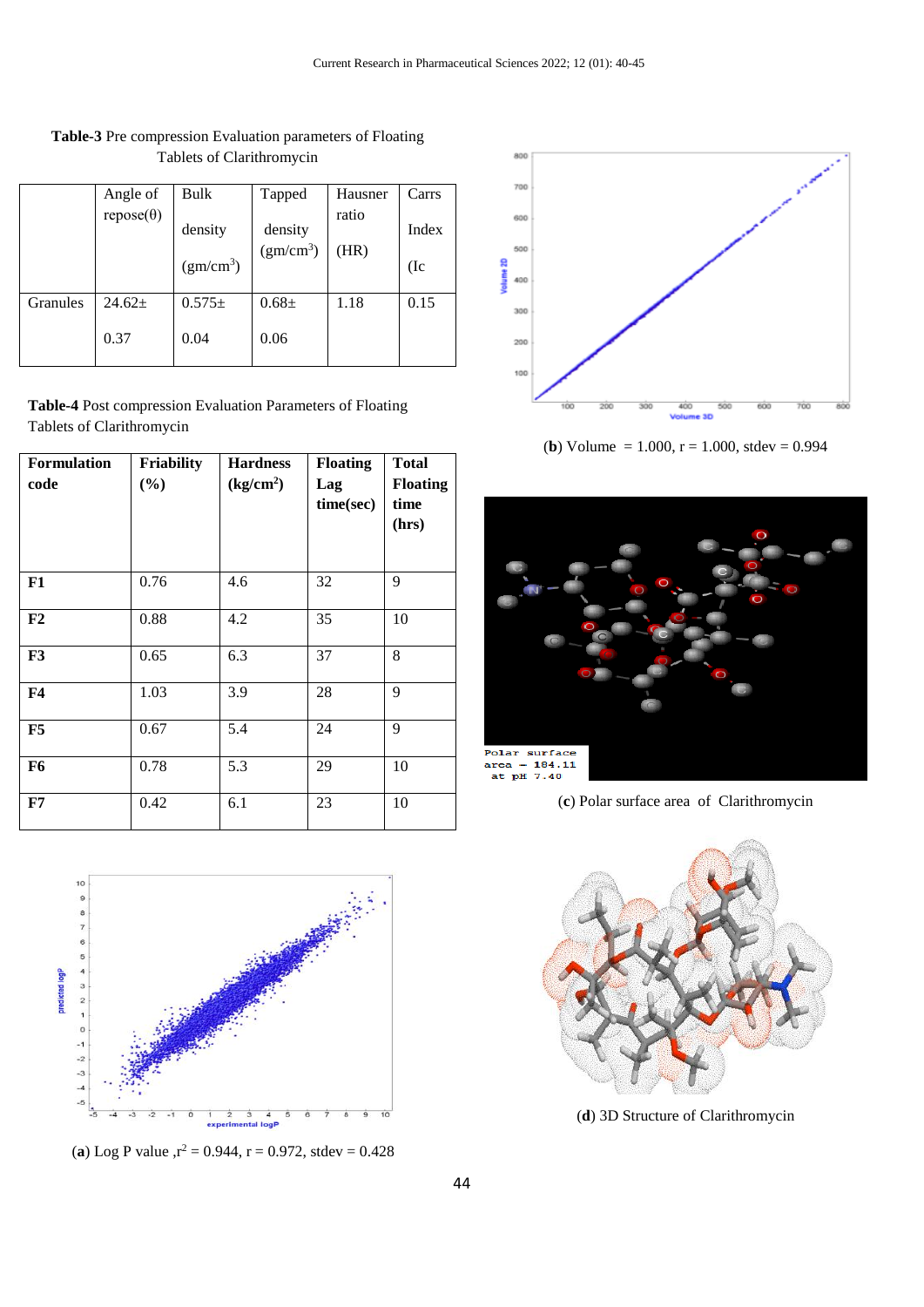**Table-3** Pre compression Evaluation parameters of Floating Tablets of Clarithromycin

| | Angle of repose(θ) | Bulk density ($gm/cm^3$) | Tapped density ($gm/cm^3$) | Hausner ratio (HR) | Carrs Index (Ic |
|---|---|---|---|---|---|
| Granules | 24.62± 0.37 | 0.575± 0.04 | 0.68± 0.06 | 1.18 | 0.15 |

**Table-4** Post compression Evaluation Parameters of Floating Tablets of Clarithromycin

| **Formulation code** | **Friability (%)** | **Hardness ($kg/cm^2$)** | **Floating Lag time(sec)** | **Total Floating time (hrs)** |
|---|---|---|---|---|
| **F1** | 0.76 | 4.6 | 32 | 9 |
| **F2** | 0.88 | 4.2 | 35 | 10 |
| **F3** | 0.65 | 6.3 | 37 | 8 |
| **F4** | 1.03 | 3.9 | 28 | 9 |
| **F5** | 0.67 | 5.4 | 24 | 9 |
| **F6** | 0.78 | 5.3 | 29 | 10 |
| **F7** | 0.42 | 6.1 | 23 | 10 |

(**a**) Log P value ,$r^2$ = 0.944, r = 0.972, stdev = 0.428

(**b**) Volume = 1.000, r = 1.000, stdev = 0.994

(**c**) Polar surface area of Clarithromycin

(**d**) 3D Structure of Clarithromycin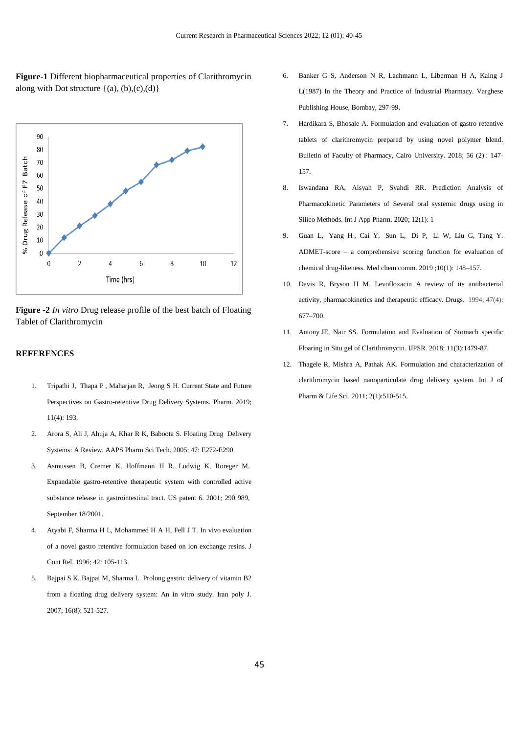**Figure-1** Different biopharmaceutical properties of Clarithromycin along with Dot structure {(a), (b),(c),(d)}

% Drug Release of F7 Batch

90
80
70
60
50
40
30
20
10
0

0 2 4 6 8 10 12

Time (hrs)

**Figure -2** *In vitro* Drug release profile of the best batch of Floating Tablet of Clarithromycin

## REFERENCES

1. Tripathi J, Thapa P , Maharjan R, Jeong S H. Current State and Future Perspectives on Gastro-retentive Drug Delivery Systems. Pharm. 2019; 11(4): 193.
2. Arora S, Ali J, Ahuja A, Khar R K, Baboota S. Floating Drug Delivery Systems: A Review. AAPS Pharm Sci Tech. 2005; 47: E272-E290.
3. Asmussen B, Cremer K, Hoffmann H R, Ludwig K, Roreger M. Expandable gastro-retentive therapeutic system with controlled active substance release in gastrointestinal tract. US patent 6. 2001; 290 989, September 18/2001.
4. Atyabi F, Sharma H L, Mohammed H A H, Fell J T. In vivo evaluation of a novel gastro retentive formulation based on ion exchange resins. J Cont Rel. 1996; 42: 105-113.
5. Bajpai S K, Bajpai M, Sharma L. Prolong gastric delivery of vitamin B2 from a floating drug delivery system: An in vitro study. Iran poly J. 2007; 16(8): 521-527.
6. Banker G S, Anderson N R, Lachmann L, Liberman H A, Kaing J L(1987) In the Theory and Practice of Industrial Pharmacy. Varghese Publishing House, Bombay, 297-99.
7. Hardikara S, Bhosale A. Formulation and evaluation of gastro retentive tablets of clarithromycin prepared by using novel polymer blend. Bulletin of Faculty of Pharmacy, Cairo University. 2018; 56 (2) : 147-157.
8. Iswandana RA, Aisyah P, Syahdi RR. Prediction Analysis of Pharmacokinetic Parameters of Several oral systemic drugs using in Silico Methods. Int J App Pharm. 2020; 12(1): 1
9. Guan L, Yang H , Cai Y, Sun L, Di P, Li W, Liu G, Tang Y. ADMET-score – a comprehensive scoring function for evaluation of chemical drug-likeness. Med chem comm. 2019 ;10(1): 148–157.
10. Davis R, Bryson H M. Levofloxacin A review of its antibacterial activity, pharmacokinetics and therapeutic efficacy. Drugs. 1994; 47(4): 677–700.
11. Antony JE, Nair SS. Formulation and Evaluation of Stomach specific Floaring in Situ gel of Clarithromycin. IJPSR. 2018; 11(3):1479-87.
12. Thagele R, Mishra A, Pathak AK. Formulation and characterization of clarithromycin based nanoparticulate drug delivery system. Int J of Pharm & Life Sci. 2011; 2(1):510-515.